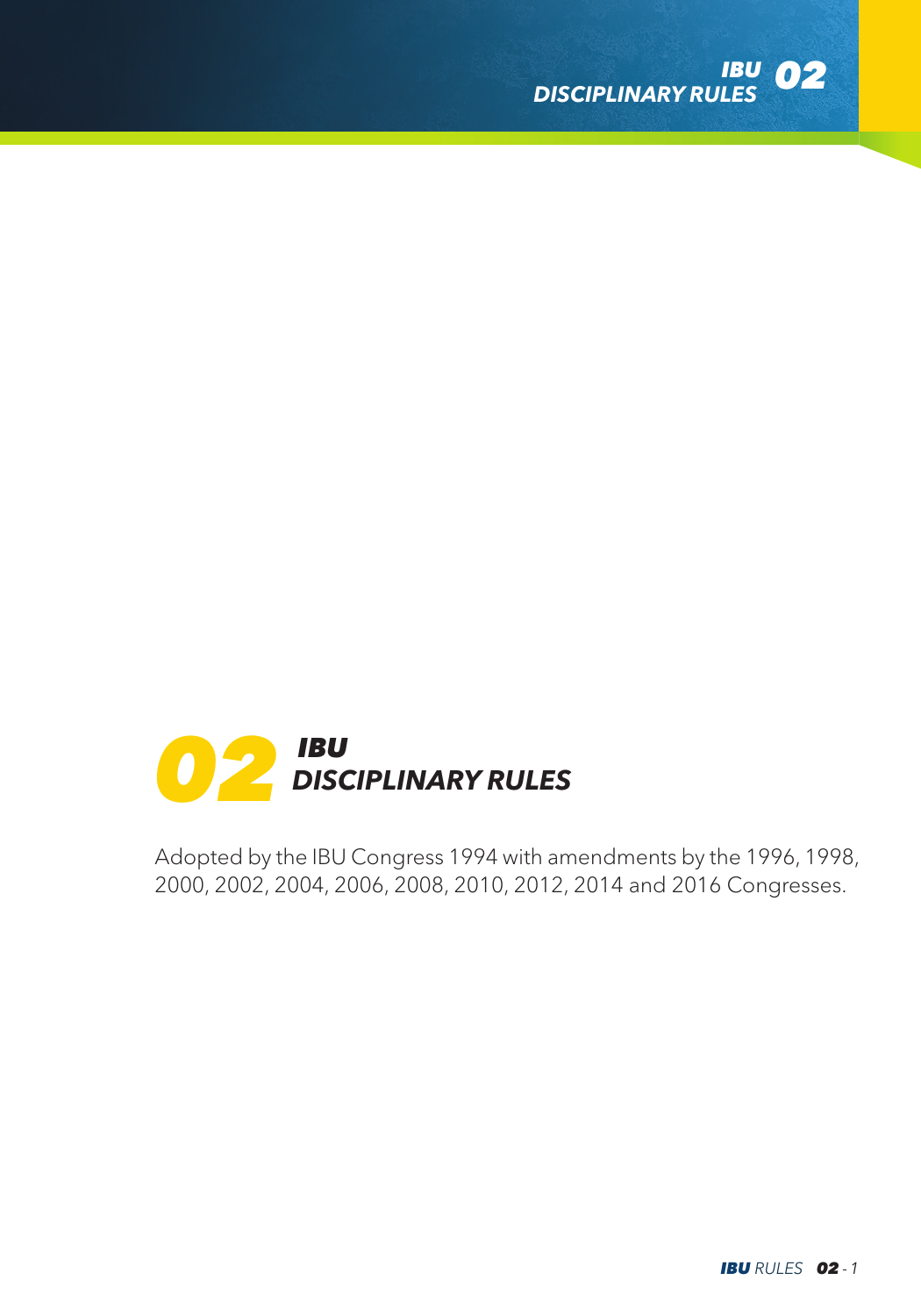# 02 IBU DISCIPLINARY RULES

Adopted by the IBU Congress 1994 with amendments by the 1996, 1998, 2000, 2002, 2004, 2006, 2008, 2010, 2012, 2014 and 2016 Congresses.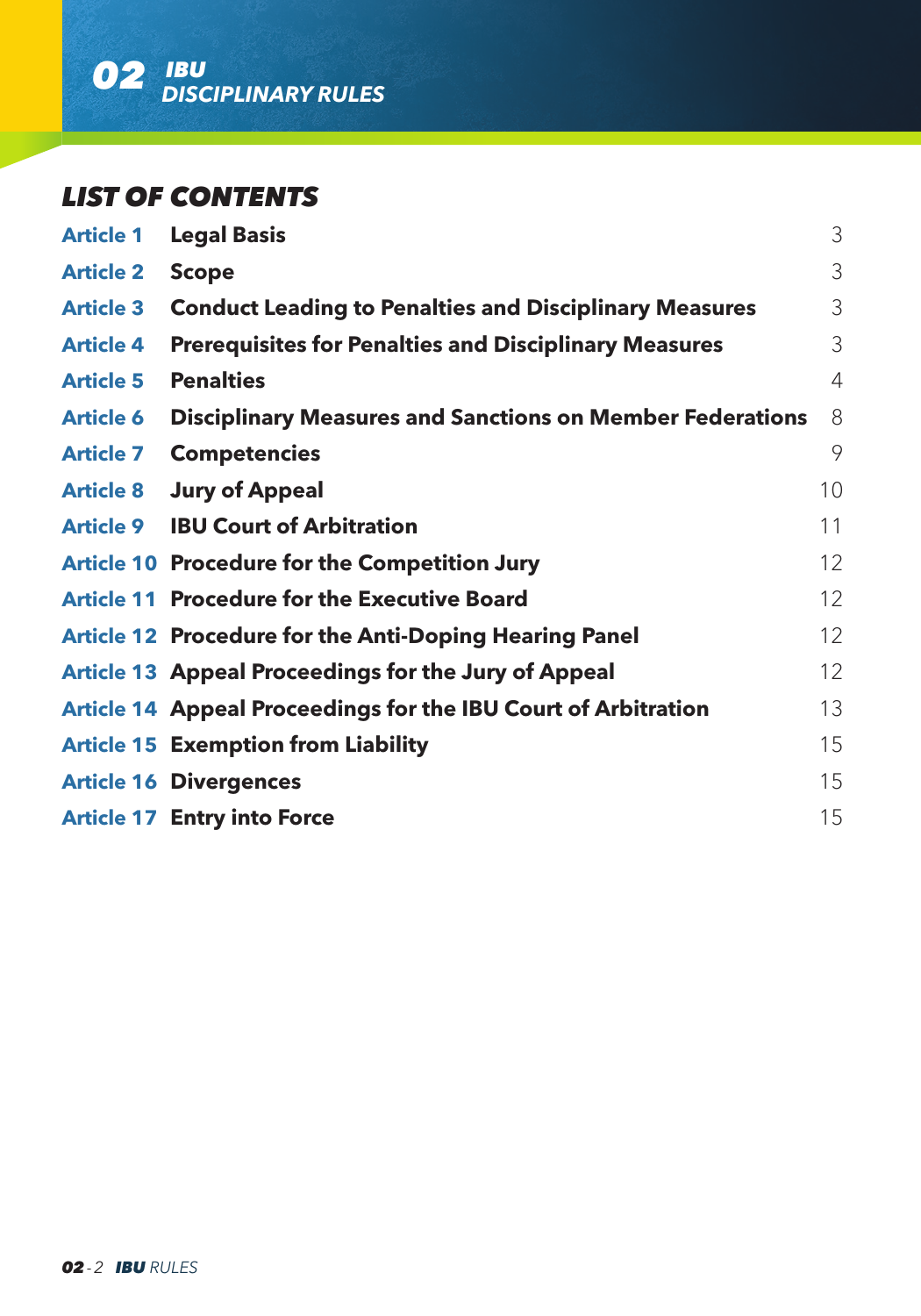## LIST OF CONTENTS

| | | |
|---|---|---|
| **Article 1** | **Legal Basis** | 3 |
| **Article 2** | **Scope** | 3 |
| **Article 3** | **Conduct Leading to Penalties and Disciplinary Measures** | 3 |
| **Article 4** | **Prerequisites for Penalties and Disciplinary Measures** | 3 |
| **Article 5** | **Penalties** | 4 |
| **Article 6** | **Disciplinary Measures and Sanctions on Member Federations** | 8 |
| **Article 7** | **Competencies** | 9 |
| **Article 8** | **Jury of Appeal** | 10 |
| **Article 9** | **IBU Court of Arbitration** | 11 |
| **Article 10** | **Procedure for the Competition Jury** | 12 |
| **Article 11** | **Procedure for the Executive Board** | 12 |
| **Article 12** | **Procedure for the Anti-Doping Hearing Panel** | 12 |
| **Article 13** | **Appeal Proceedings for the Jury of Appeal** | 12 |
| **Article 14** | **Appeal Proceedings for the IBU Court of Arbitration** | 13 |
| **Article 15** | **Exemption from Liability** | 15 |
| **Article 16** | **Divergences** | 15 |
| **Article 17** | **Entry into Force** | 15 |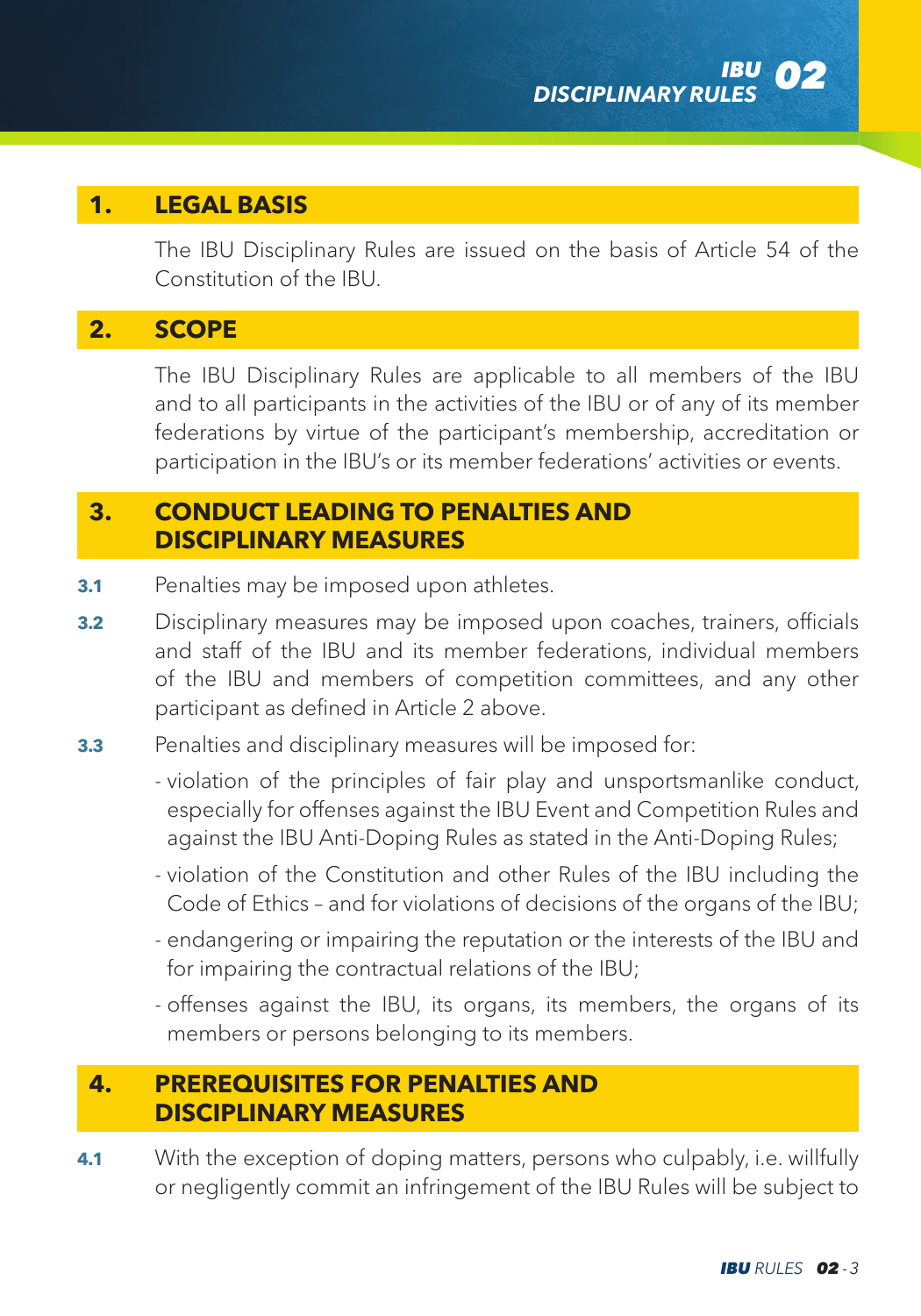## 1. LEGAL BASIS

The IBU Disciplinary Rules are issued on the basis of Article 54 of the Constitution of the IBU.

## 2. SCOPE

The IBU Disciplinary Rules are applicable to all members of the IBU and to all participants in the activities of the IBU or of any of its member federations by virtue of the participant's membership, accreditation or participation in the IBU's or its member federations' activities or events.

## 3. CONDUCT LEADING TO PENALTIES AND DISCIPLINARY MEASURES

**3.1** Penalties may be imposed upon athletes.

**3.2** Disciplinary measures may be imposed upon coaches, trainers, officials and staff of the IBU and its member federations, individual members of the IBU and members of competition committees, and any other participant as defined in Article 2 above.

**3.3** Penalties and disciplinary measures will be imposed for:

- violation of the principles of fair play and unsportsmanlike conduct, especially for offenses against the IBU Event and Competition Rules and against the IBU Anti-Doping Rules as stated in the Anti-Doping Rules;
- violation of the Constitution and other Rules of the IBU including the Code of Ethics – and for violations of decisions of the organs of the IBU;
- endangering or impairing the reputation or the interests of the IBU and for impairing the contractual relations of the IBU;
- offenses against the IBU, its organs, its members, the organs of its members or persons belonging to its members.

## 4. PREREQUISITES FOR PENALTIES AND DISCIPLINARY MEASURES

**4.1** With the exception of doping matters, persons who culpably, i.e. willfully or negligently commit an infringement of the IBU Rules will be subject to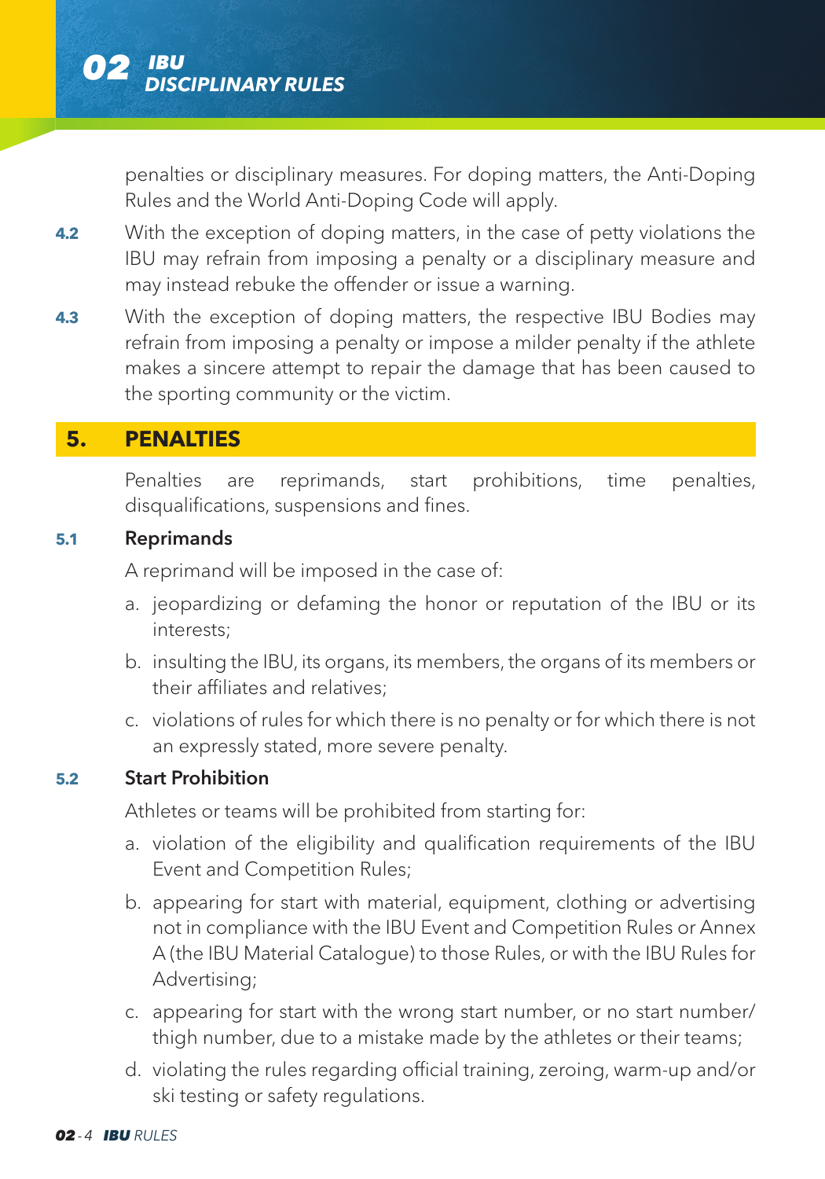penalties or disciplinary measures. For doping matters, the Anti-Doping Rules and the World Anti-Doping Code will apply.

**4.2** With the exception of doping matters, in the case of petty violations the IBU may refrain from imposing a penalty or a disciplinary measure and may instead rebuke the offender or issue a warning.

**4.3** With the exception of doping matters, the respective IBU Bodies may refrain from imposing a penalty or impose a milder penalty if the athlete makes a sincere attempt to repair the damage that has been caused to the sporting community or the victim.

## 5. PENALTIES

Penalties are reprimands, start prohibitions, time penalties, disqualifications, suspensions and fines.

### 5.1 Reprimands

A reprimand will be imposed in the case of:

a. jeopardizing or defaming the honor or reputation of the IBU or its interests;

b. insulting the IBU, its organs, its members, the organs of its members or their affiliates and relatives;

c. violations of rules for which there is no penalty or for which there is not an expressly stated, more severe penalty.

### 5.2 Start Prohibition

Athletes or teams will be prohibited from starting for:

a. violation of the eligibility and qualification requirements of the IBU Event and Competition Rules;

b. appearing for start with material, equipment, clothing or advertising not in compliance with the IBU Event and Competition Rules or Annex A (the IBU Material Catalogue) to those Rules, or with the IBU Rules for Advertising;

c. appearing for start with the wrong start number, or no start number/ thigh number, due to a mistake made by the athletes or their teams;

d. violating the rules regarding official training, zeroing, warm-up and/or ski testing or safety regulations.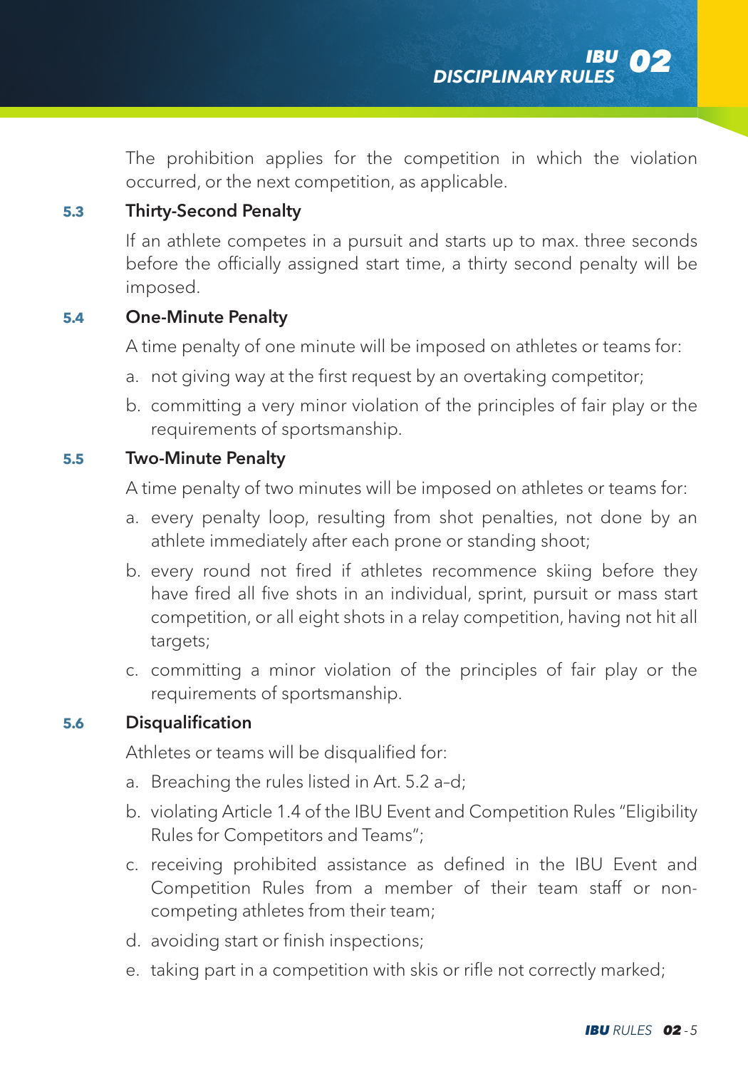The prohibition applies for the competition in which the violation occurred, or the next competition, as applicable.

### 5.3 Thirty-Second Penalty

If an athlete competes in a pursuit and starts up to max. three seconds before the officially assigned start time, a thirty second penalty will be imposed.

### 5.4 One-Minute Penalty

A time penalty of one minute will be imposed on athletes or teams for:

a. not giving way at the first request by an overtaking competitor;

b. committing a very minor violation of the principles of fair play or the requirements of sportsmanship.

### 5.5 Two-Minute Penalty

A time penalty of two minutes will be imposed on athletes or teams for:

a. every penalty loop, resulting from shot penalties, not done by an athlete immediately after each prone or standing shoot;

b. every round not fired if athletes recommence skiing before they have fired all five shots in an individual, sprint, pursuit or mass start competition, or all eight shots in a relay competition, having not hit all targets;

c. committing a minor violation of the principles of fair play or the requirements of sportsmanship.

### 5.6 Disqualification

Athletes or teams will be disqualified for:

a. Breaching the rules listed in Art. 5.2 a–d;

b. violating Article 1.4 of the IBU Event and Competition Rules "Eligibility Rules for Competitors and Teams";

c. receiving prohibited assistance as defined in the IBU Event and Competition Rules from a member of their team staff or non-competing athletes from their team;

d. avoiding start or finish inspections;

e. taking part in a competition with skis or rifle not correctly marked;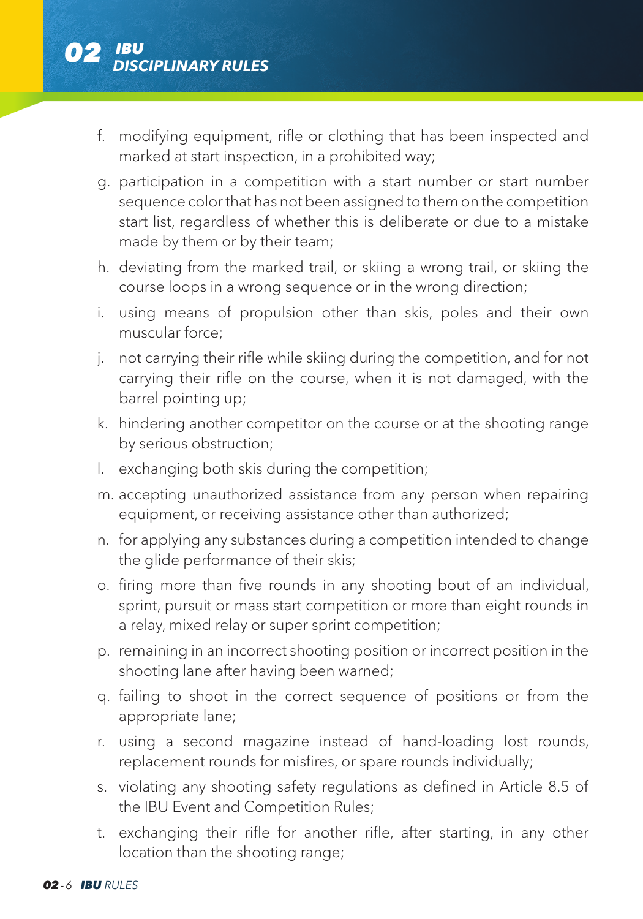f. modifying equipment, rifle or clothing that has been inspected and marked at start inspection, in a prohibited way;

g. participation in a competition with a start number or start number sequence color that has not been assigned to them on the competition start list, regardless of whether this is deliberate or due to a mistake made by them or by their team;

h. deviating from the marked trail, or skiing a wrong trail, or skiing the course loops in a wrong sequence or in the wrong direction;

i. using means of propulsion other than skis, poles and their own muscular force;

j. not carrying their rifle while skiing during the competition, and for not carrying their rifle on the course, when it is not damaged, with the barrel pointing up;

k. hindering another competitor on the course or at the shooting range by serious obstruction;

l. exchanging both skis during the competition;

m. accepting unauthorized assistance from any person when repairing equipment, or receiving assistance other than authorized;

n. for applying any substances during a competition intended to change the glide performance of their skis;

o. firing more than five rounds in any shooting bout of an individual, sprint, pursuit or mass start competition or more than eight rounds in a relay, mixed relay or super sprint competition;

p. remaining in an incorrect shooting position or incorrect position in the shooting lane after having been warned;

q. failing to shoot in the correct sequence of positions or from the appropriate lane;

r. using a second magazine instead of hand-loading lost rounds, replacement rounds for misfires, or spare rounds individually;

s. violating any shooting safety regulations as defined in Article 8.5 of the IBU Event and Competition Rules;

t. exchanging their rifle for another rifle, after starting, in any other location than the shooting range;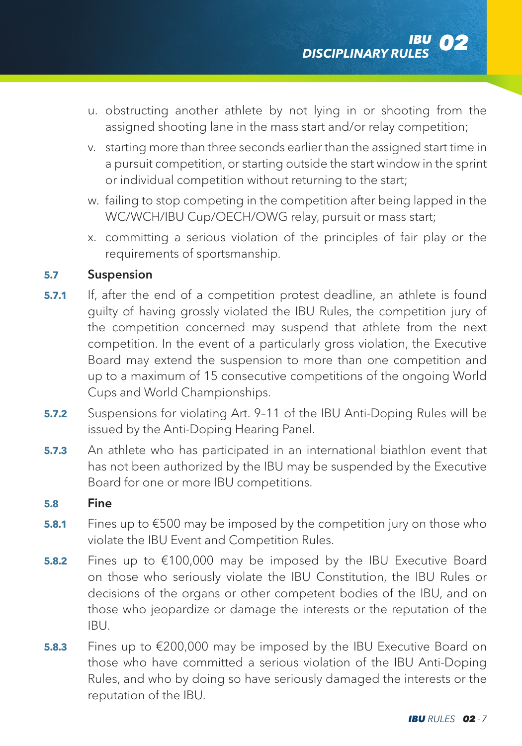u. obstructing another athlete by not lying in or shooting from the assigned shooting lane in the mass start and/or relay competition;

v. starting more than three seconds earlier than the assigned start time in a pursuit competition, or starting outside the start window in the sprint or individual competition without returning to the start;

w. failing to stop competing in the competition after being lapped in the WC/WCH/IBU Cup/OECH/OWG relay, pursuit or mass start;

x. committing a serious violation of the principles of fair play or the requirements of sportsmanship.

### 5.7 Suspension

**5.7.1** If, after the end of a competition protest deadline, an athlete is found guilty of having grossly violated the IBU Rules, the competition jury of the competition concerned may suspend that athlete from the next competition. In the event of a particularly gross violation, the Executive Board may extend the suspension to more than one competition and up to a maximum of 15 consecutive competitions of the ongoing World Cups and World Championships.

**5.7.2** Suspensions for violating Art. 9–11 of the IBU Anti-Doping Rules will be issued by the Anti-Doping Hearing Panel.

**5.7.3** An athlete who has participated in an international biathlon event that has not been authorized by the IBU may be suspended by the Executive Board for one or more IBU competitions.

### 5.8 Fine

**5.8.1** Fines up to €500 may be imposed by the competition jury on those who violate the IBU Event and Competition Rules.

**5.8.2** Fines up to €100,000 may be imposed by the IBU Executive Board on those who seriously violate the IBU Constitution, the IBU Rules or decisions of the organs or other competent bodies of the IBU, and on those who jeopardize or damage the interests or the reputation of the IBU.

**5.8.3** Fines up to €200,000 may be imposed by the IBU Executive Board on those who have committed a serious violation of the IBU Anti-Doping Rules, and who by doing so have seriously damaged the interests or the reputation of the IBU.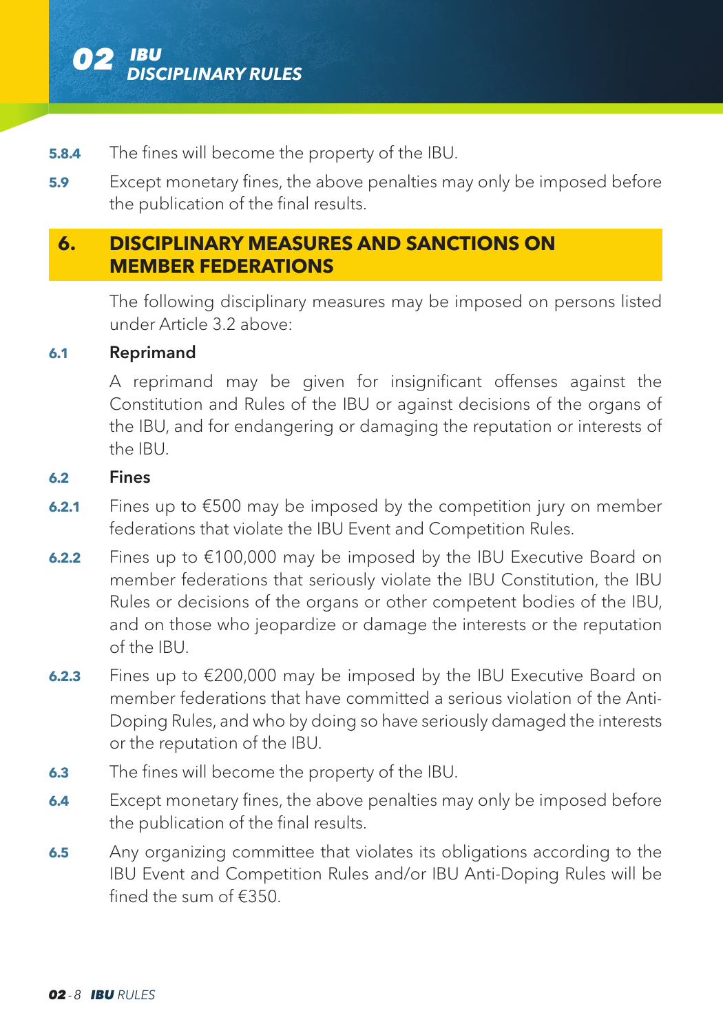**5.8.4** The fines will become the property of the IBU.

**5.9** Except monetary fines, the above penalties may only be imposed before the publication of the final results.

## 6. DISCIPLINARY MEASURES AND SANCTIONS ON MEMBER FEDERATIONS

The following disciplinary measures may be imposed on persons listed under Article 3.2 above:

### 6.1 Reprimand

A reprimand may be given for insignificant offenses against the Constitution and Rules of the IBU or against decisions of the organs of the IBU, and for endangering or damaging the reputation or interests of the IBU.

### 6.2 Fines

**6.2.1** Fines up to €500 may be imposed by the competition jury on member federations that violate the IBU Event and Competition Rules.

**6.2.2** Fines up to €100,000 may be imposed by the IBU Executive Board on member federations that seriously violate the IBU Constitution, the IBU Rules or decisions of the organs or other competent bodies of the IBU, and on those who jeopardize or damage the interests or the reputation of the IBU.

**6.2.3** Fines up to €200,000 may be imposed by the IBU Executive Board on member federations that have committed a serious violation of the Anti-Doping Rules, and who by doing so have seriously damaged the interests or the reputation of the IBU.

**6.3** The fines will become the property of the IBU.

**6.4** Except monetary fines, the above penalties may only be imposed before the publication of the final results.

**6.5** Any organizing committee that violates its obligations according to the IBU Event and Competition Rules and/or IBU Anti-Doping Rules will be fined the sum of €350.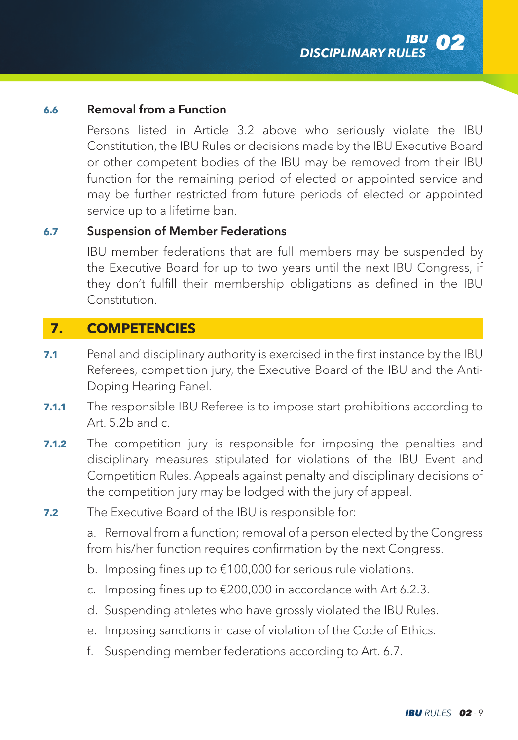### 6.6 Removal from a Function

Persons listed in Article 3.2 above who seriously violate the IBU Constitution, the IBU Rules or decisions made by the IBU Executive Board or other competent bodies of the IBU may be removed from their IBU function for the remaining period of elected or appointed service and may be further restricted from future periods of elected or appointed service up to a lifetime ban.

### 6.7 Suspension of Member Federations

IBU member federations that are full members may be suspended by the Executive Board for up to two years until the next IBU Congress, if they don't fulfill their membership obligations as defined in the IBU Constitution.

## 7. COMPETENCIES

**7.1** Penal and disciplinary authority is exercised in the first instance by the IBU Referees, competition jury, the Executive Board of the IBU and the Anti-Doping Hearing Panel.

**7.1.1** The responsible IBU Referee is to impose start prohibitions according to Art. 5.2b and c.

**7.1.2** The competition jury is responsible for imposing the penalties and disciplinary measures stipulated for violations of the IBU Event and Competition Rules. Appeals against penalty and disciplinary decisions of the competition jury may be lodged with the jury of appeal.

**7.2** The Executive Board of the IBU is responsible for:

a. Removal from a function; removal of a person elected by the Congress from his/her function requires confirmation by the next Congress.

b. Imposing fines up to €100,000 for serious rule violations.

c. Imposing fines up to €200,000 in accordance with Art 6.2.3.

d. Suspending athletes who have grossly violated the IBU Rules.

e. Imposing sanctions in case of violation of the Code of Ethics.

f. Suspending member federations according to Art. 6.7.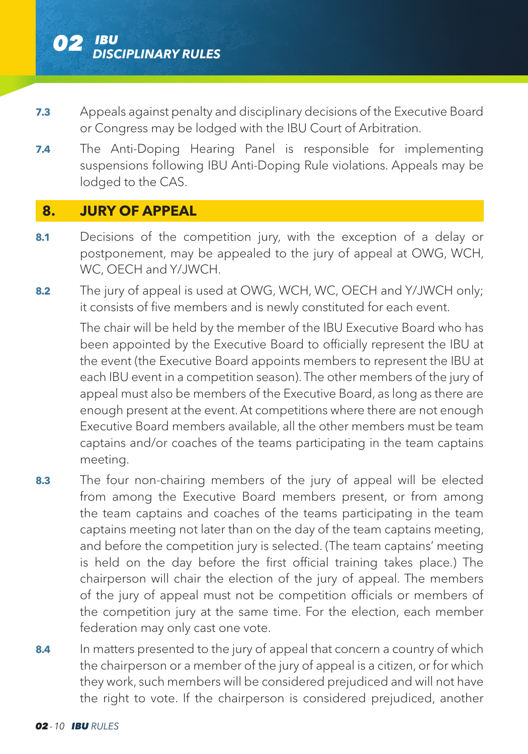**7.3** Appeals against penalty and disciplinary decisions of the Executive Board or Congress may be lodged with the IBU Court of Arbitration.

**7.4** The Anti-Doping Hearing Panel is responsible for implementing suspensions following IBU Anti-Doping Rule violations. Appeals may be lodged to the CAS.

## 8. JURY OF APPEAL

**8.1** Decisions of the competition jury, with the exception of a delay or postponement, may be appealed to the jury of appeal at OWG, WCH, WC, OECH and Y/JWCH.

**8.2** The jury of appeal is used at OWG, WCH, WC, OECH and Y/JWCH only; it consists of five members and is newly constituted for each event.

The chair will be held by the member of the IBU Executive Board who has been appointed by the Executive Board to officially represent the IBU at the event (the Executive Board appoints members to represent the IBU at each IBU event in a competition season). The other members of the jury of appeal must also be members of the Executive Board, as long as there are enough present at the event. At competitions where there are not enough Executive Board members available, all the other members must be team captains and/or coaches of the teams participating in the team captains meeting.

**8.3** The four non-chairing members of the jury of appeal will be elected from among the Executive Board members present, or from among the team captains and coaches of the teams participating in the team captains meeting not later than on the day of the team captains meeting, and before the competition jury is selected. (The team captains' meeting is held on the day before the first official training takes place.) The chairperson will chair the election of the jury of appeal. The members of the jury of appeal must not be competition officials or members of the competition jury at the same time. For the election, each member federation may only cast one vote.

**8.4** In matters presented to the jury of appeal that concern a country of which the chairperson or a member of the jury of appeal is a citizen, or for which they work, such members will be considered prejudiced and will not have the right to vote. If the chairperson is considered prejudiced, another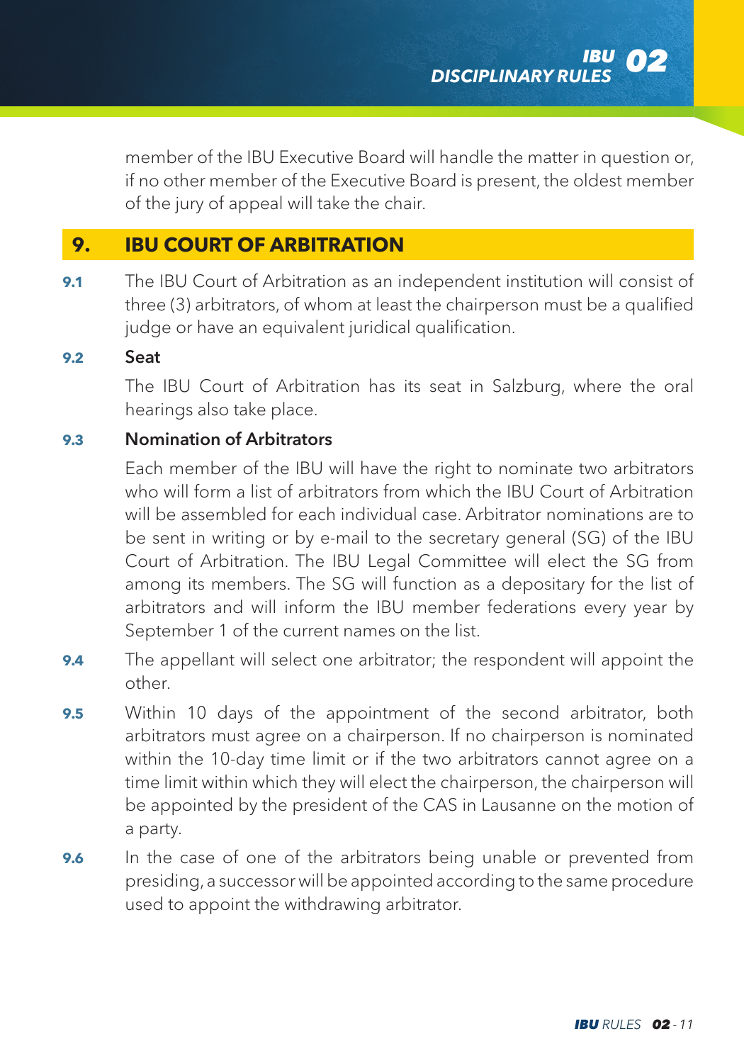member of the IBU Executive Board will handle the matter in question or, if no other member of the Executive Board is present, the oldest member of the jury of appeal will take the chair.

## 9. IBU COURT OF ARBITRATION

**9.1** The IBU Court of Arbitration as an independent institution will consist of three (3) arbitrators, of whom at least the chairperson must be a qualified judge or have an equivalent juridical qualification.

**9.2** **Seat**

The IBU Court of Arbitration has its seat in Salzburg, where the oral hearings also take place.

**9.3** **Nomination of Arbitrators**

Each member of the IBU will have the right to nominate two arbitrators who will form a list of arbitrators from which the IBU Court of Arbitration will be assembled for each individual case. Arbitrator nominations are to be sent in writing or by e-mail to the secretary general (SG) of the IBU Court of Arbitration. The IBU Legal Committee will elect the SG from among its members. The SG will function as a depositary for the list of arbitrators and will inform the IBU member federations every year by September 1 of the current names on the list.

**9.4** The appellant will select one arbitrator; the respondent will appoint the other.

**9.5** Within 10 days of the appointment of the second arbitrator, both arbitrators must agree on a chairperson. If no chairperson is nominated within the 10-day time limit or if the two arbitrators cannot agree on a time limit within which they will elect the chairperson, the chairperson will be appointed by the president of the CAS in Lausanne on the motion of a party.

**9.6** In the case of one of the arbitrators being unable or prevented from presiding, a successor will be appointed according to the same procedure used to appoint the withdrawing arbitrator.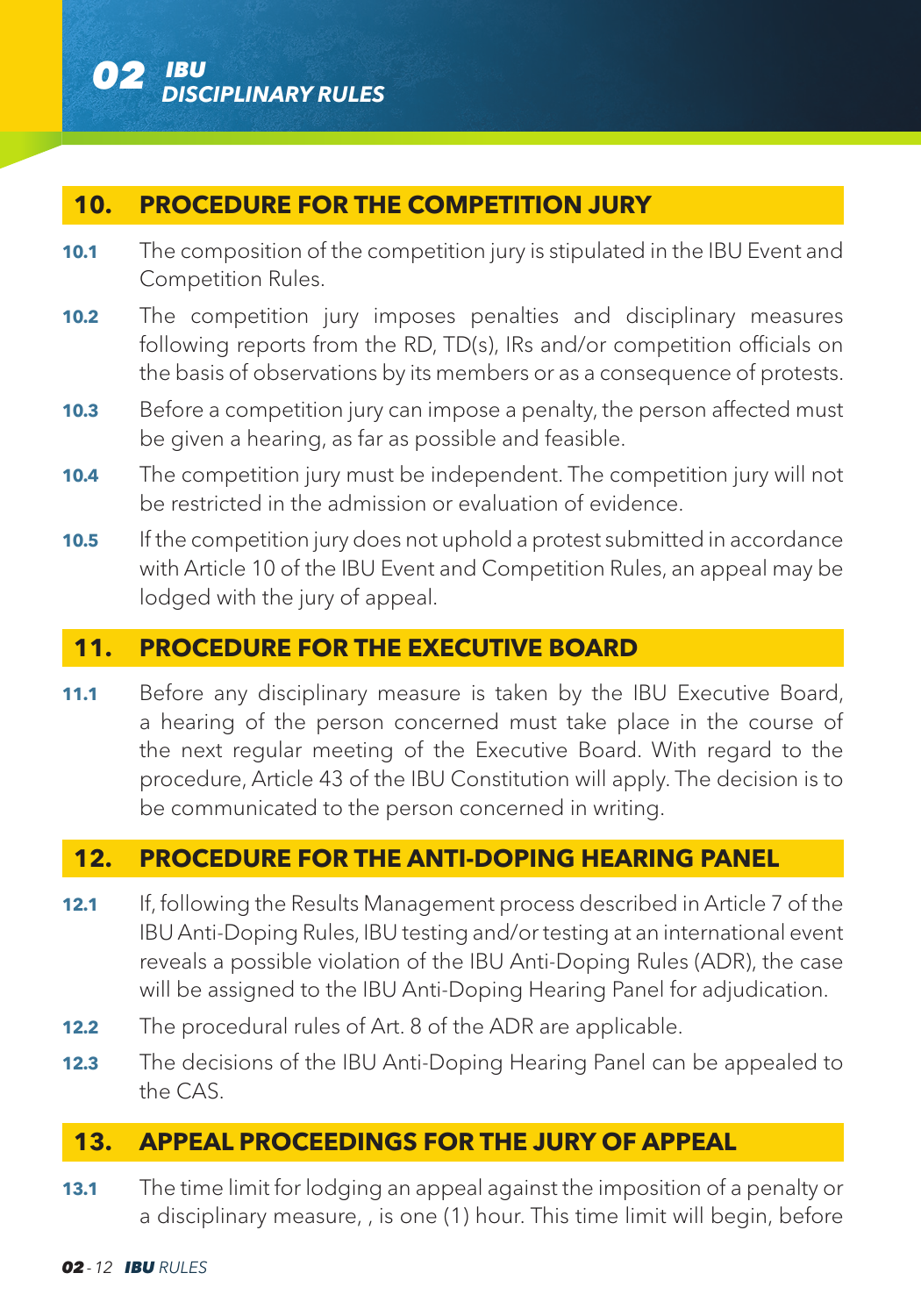## 10. PROCEDURE FOR THE COMPETITION JURY

**10.1** The composition of the competition jury is stipulated in the IBU Event and Competition Rules.

**10.2** The competition jury imposes penalties and disciplinary measures following reports from the RD, TD(s), IRs and/or competition officials on the basis of observations by its members or as a consequence of protests.

**10.3** Before a competition jury can impose a penalty, the person affected must be given a hearing, as far as possible and feasible.

**10.4** The competition jury must be independent. The competition jury will not be restricted in the admission or evaluation of evidence.

**10.5** If the competition jury does not uphold a protest submitted in accordance with Article 10 of the IBU Event and Competition Rules, an appeal may be lodged with the jury of appeal.

## 11. PROCEDURE FOR THE EXECUTIVE BOARD

**11.1** Before any disciplinary measure is taken by the IBU Executive Board, a hearing of the person concerned must take place in the course of the next regular meeting of the Executive Board. With regard to the procedure, Article 43 of the IBU Constitution will apply. The decision is to be communicated to the person concerned in writing.

## 12. PROCEDURE FOR THE ANTI-DOPING HEARING PANEL

**12.1** If, following the Results Management process described in Article 7 of the IBU Anti-Doping Rules, IBU testing and/or testing at an international event reveals a possible violation of the IBU Anti-Doping Rules (ADR), the case will be assigned to the IBU Anti-Doping Hearing Panel for adjudication.

**12.2** The procedural rules of Art. 8 of the ADR are applicable.

**12.3** The decisions of the IBU Anti-Doping Hearing Panel can be appealed to the CAS.

## 13. APPEAL PROCEEDINGS FOR THE JURY OF APPEAL

**13.1** The time limit for lodging an appeal against the imposition of a penalty or a disciplinary measure, , is one (1) hour. This time limit will begin, before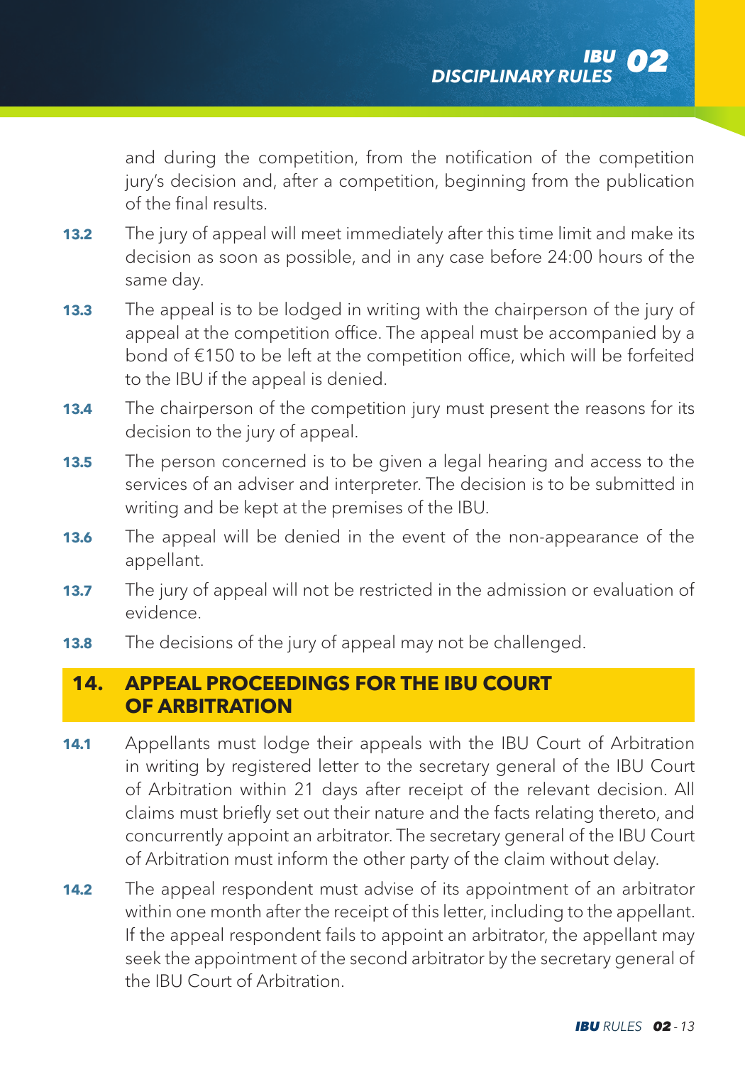and during the competition, from the notification of the competition jury's decision and, after a competition, beginning from the publication of the final results.

**13.2** The jury of appeal will meet immediately after this time limit and make its decision as soon as possible, and in any case before 24:00 hours of the same day.

**13.3** The appeal is to be lodged in writing with the chairperson of the jury of appeal at the competition office. The appeal must be accompanied by a bond of €150 to be left at the competition office, which will be forfeited to the IBU if the appeal is denied.

**13.4** The chairperson of the competition jury must present the reasons for its decision to the jury of appeal.

**13.5** The person concerned is to be given a legal hearing and access to the services of an adviser and interpreter. The decision is to be submitted in writing and be kept at the premises of the IBU.

**13.6** The appeal will be denied in the event of the non-appearance of the appellant.

**13.7** The jury of appeal will not be restricted in the admission or evaluation of evidence.

**13.8** The decisions of the jury of appeal may not be challenged.

## 14. APPEAL PROCEEDINGS FOR THE IBU COURT OF ARBITRATION

**14.1** Appellants must lodge their appeals with the IBU Court of Arbitration in writing by registered letter to the secretary general of the IBU Court of Arbitration within 21 days after receipt of the relevant decision. All claims must briefly set out their nature and the facts relating thereto, and concurrently appoint an arbitrator. The secretary general of the IBU Court of Arbitration must inform the other party of the claim without delay.

**14.2** The appeal respondent must advise of its appointment of an arbitrator within one month after the receipt of this letter, including to the appellant. If the appeal respondent fails to appoint an arbitrator, the appellant may seek the appointment of the second arbitrator by the secretary general of the IBU Court of Arbitration.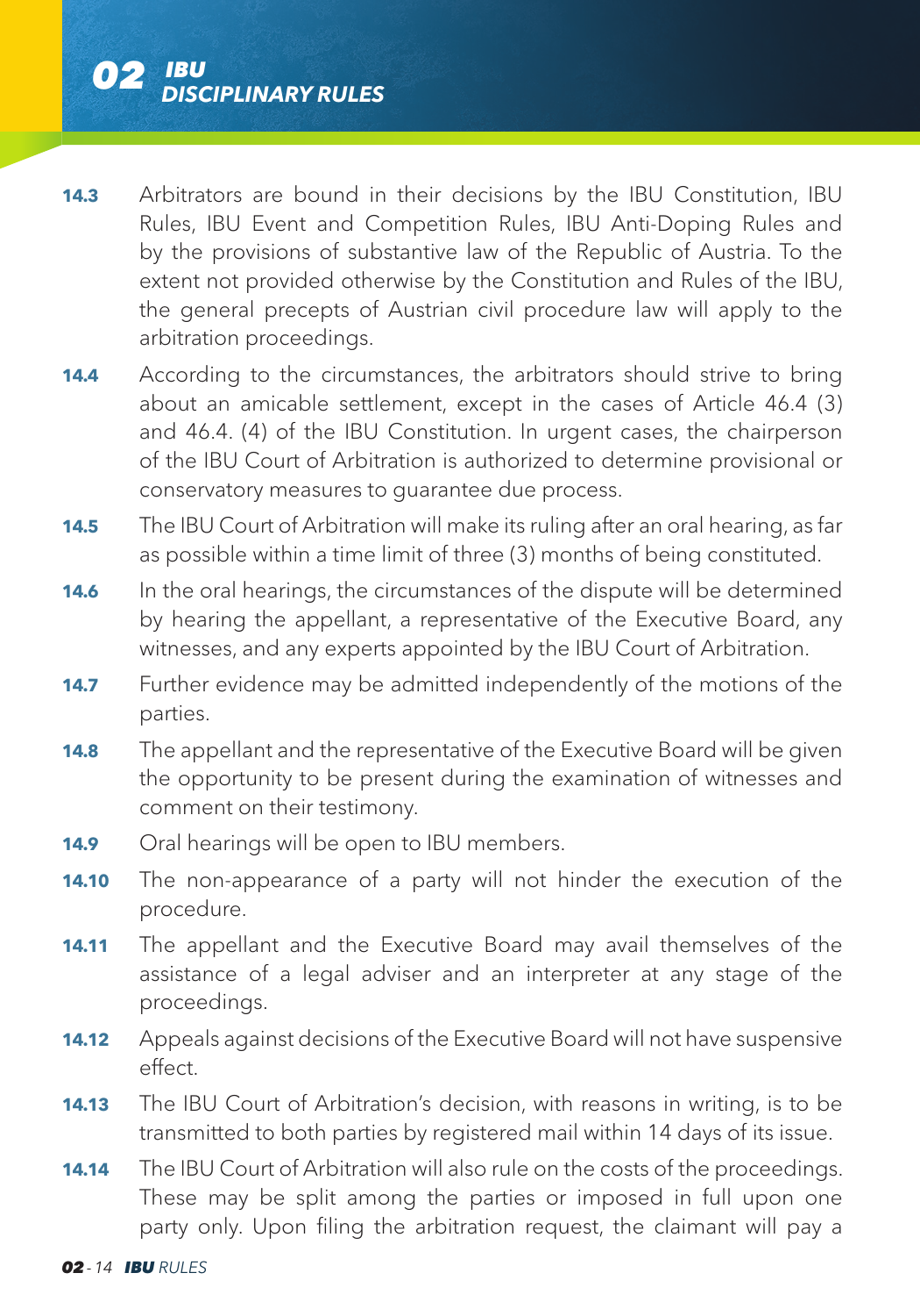**14.3** Arbitrators are bound in their decisions by the IBU Constitution, IBU Rules, IBU Event and Competition Rules, IBU Anti-Doping Rules and by the provisions of substantive law of the Republic of Austria. To the extent not provided otherwise by the Constitution and Rules of the IBU, the general precepts of Austrian civil procedure law will apply to the arbitration proceedings.

**14.4** According to the circumstances, the arbitrators should strive to bring about an amicable settlement, except in the cases of Article 46.4 (3) and 46.4. (4) of the IBU Constitution. In urgent cases, the chairperson of the IBU Court of Arbitration is authorized to determine provisional or conservatory measures to guarantee due process.

**14.5** The IBU Court of Arbitration will make its ruling after an oral hearing, as far as possible within a time limit of three (3) months of being constituted.

**14.6** In the oral hearings, the circumstances of the dispute will be determined by hearing the appellant, a representative of the Executive Board, any witnesses, and any experts appointed by the IBU Court of Arbitration.

**14.7** Further evidence may be admitted independently of the motions of the parties.

**14.8** The appellant and the representative of the Executive Board will be given the opportunity to be present during the examination of witnesses and comment on their testimony.

**14.9** Oral hearings will be open to IBU members.

**14.10** The non-appearance of a party will not hinder the execution of the procedure.

**14.11** The appellant and the Executive Board may avail themselves of the assistance of a legal adviser and an interpreter at any stage of the proceedings.

**14.12** Appeals against decisions of the Executive Board will not have suspensive effect.

**14.13** The IBU Court of Arbitration's decision, with reasons in writing, is to be transmitted to both parties by registered mail within 14 days of its issue.

**14.14** The IBU Court of Arbitration will also rule on the costs of the proceedings. These may be split among the parties or imposed in full upon one party only. Upon filing the arbitration request, the claimant will pay a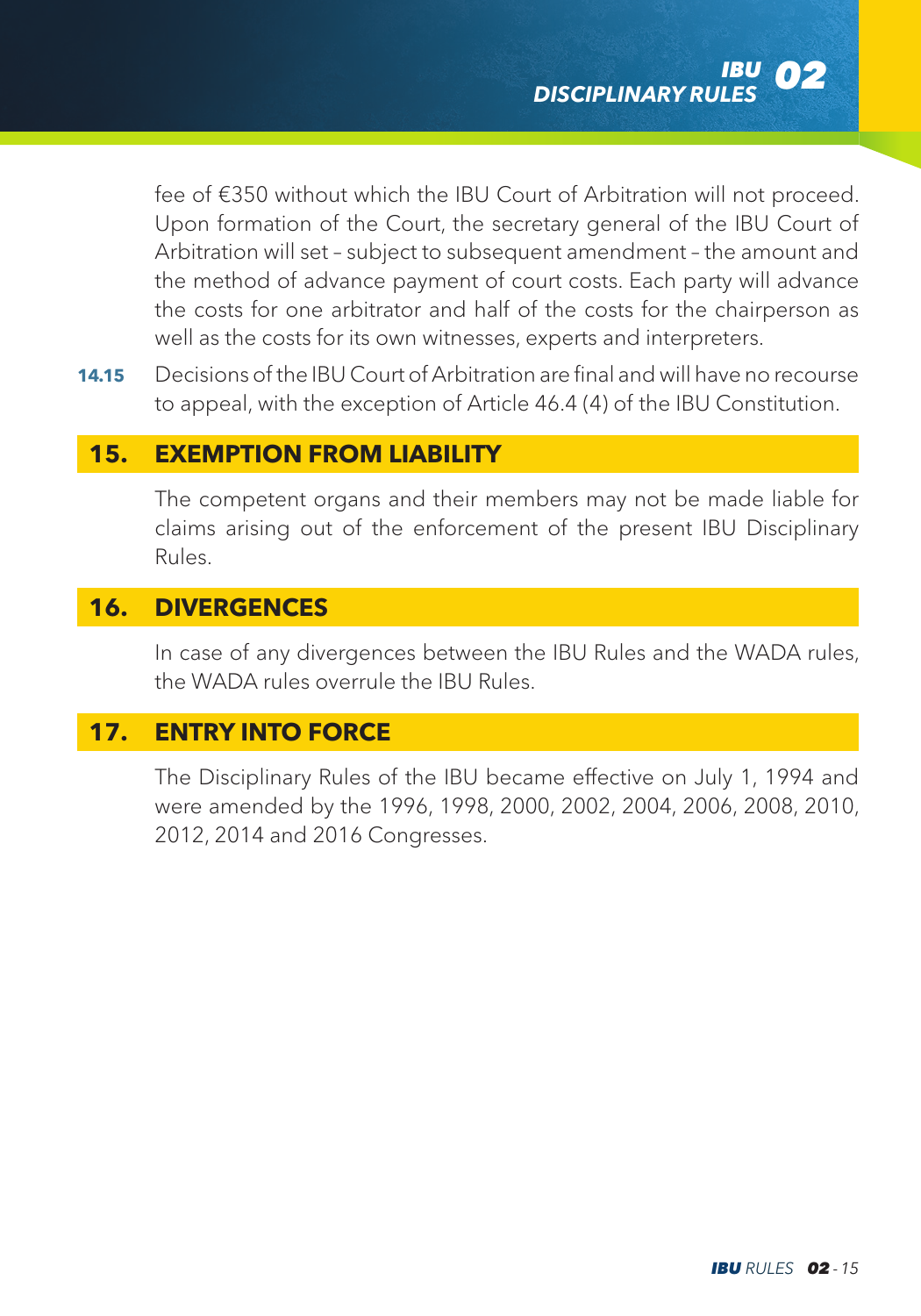fee of €350 without which the IBU Court of Arbitration will not proceed. Upon formation of the Court, the secretary general of the IBU Court of Arbitration will set – subject to subsequent amendment – the amount and the method of advance payment of court costs. Each party will advance the costs for one arbitrator and half of the costs for the chairperson as well as the costs for its own witnesses, experts and interpreters.

**14.15** Decisions of the IBU Court of Arbitration are final and will have no recourse to appeal, with the exception of Article 46.4 (4) of the IBU Constitution.

## 15. EXEMPTION FROM LIABILITY

The competent organs and their members may not be made liable for claims arising out of the enforcement of the present IBU Disciplinary Rules.

## 16. DIVERGENCES

In case of any divergences between the IBU Rules and the WADA rules, the WADA rules overrule the IBU Rules.

## 17. ENTRY INTO FORCE

The Disciplinary Rules of the IBU became effective on July 1, 1994 and were amended by the 1996, 1998, 2000, 2002, 2004, 2006, 2008, 2010, 2012, 2014 and 2016 Congresses.